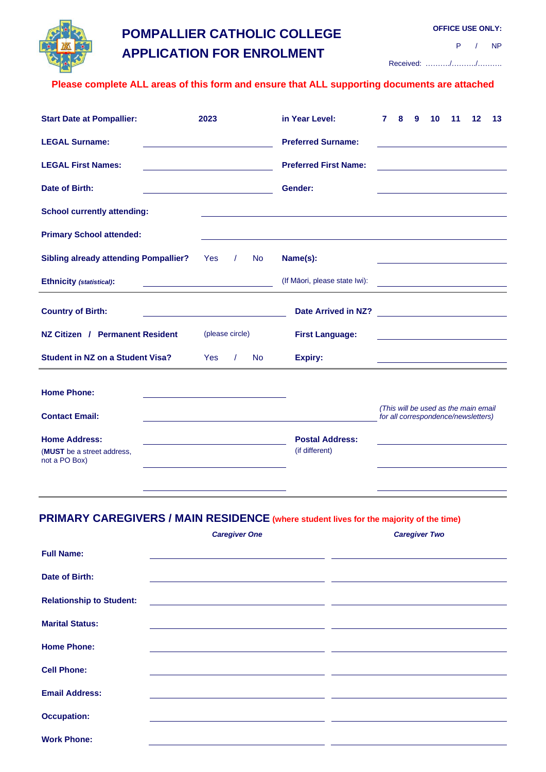# POMPALLIER CATHOLIC COLLEGE
# APPLICATION FOR ENROLMENT

**OFFICE USE ONLY:**

P / NP

Received: ………./………./……….

**Please complete ALL areas of this form and ensure that ALL supporting documents are attached**

| | | | |
|---|---|---|---|
| **Start Date at Pompallier:** | **2023** | **in Year Level:** | **7 8 9 10 11 12 13** |
| **LEGAL Surname:** | | **Preferred Surname:** | |
| **LEGAL First Names:** | | **Preferred First Name:** | |
| **Date of Birth:** | | **Gender:** | |
| **School currently attending:** | | | |
| **Primary School attended:** | | | |
| **Sibling already attending Pompallier?** | Yes / No | **Name(s):** | |
| **Ethnicity** ***(statistical)*****:** | | (If Māori, please state Iwi): | |

| | | | |
|---|---|---|---|
| **Country of Birth:** | | **Date Arrived in NZ?** | |
| **NZ Citizen / Permanent Resident** | (please circle) | **First Language:** | |
| **Student in NZ on a Student Visa?** | Yes / No | **Expiry:** | |

| | | | |
|---|---|---|---|
| **Home Phone:** | | | |
| **Contact Email:** | | | *(This will be used as the main email for all correspondence/newsletters)* |
| **Home Address:** (**MUST** be a street address, not a PO Box) | | **Postal Address:** (if different) | |

## PRIMARY CAREGIVERS / MAIN RESIDENCE (where student lives for the majority of the time)

| | *Caregiver One* | *Caregiver Two* |
|---|---|---|
| **Full Name:** | | |
| **Date of Birth:** | | |
| **Relationship to Student:** | | |
| **Marital Status:** | | |
| **Home Phone:** | | |
| **Cell Phone:** | | |
| **Email Address:** | | |
| **Occupation:** | | |
| **Work Phone:** | | |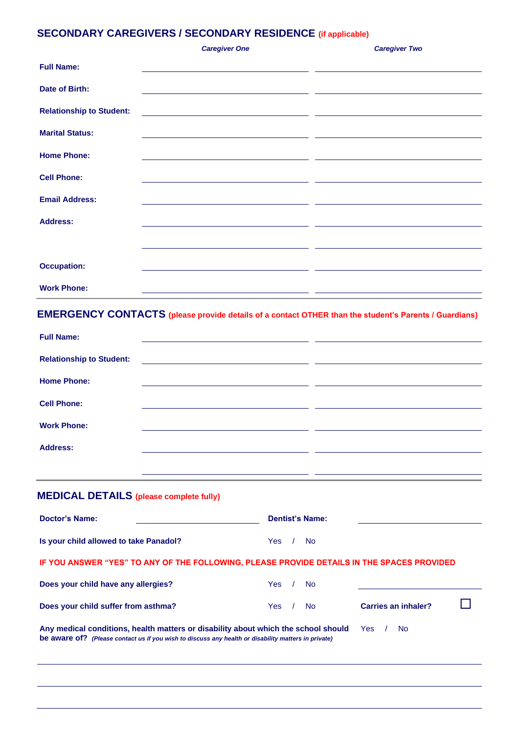## SECONDARY CAREGIVERS / SECONDARY RESIDENCE (if applicable)

| | *Caregiver One* | *Caregiver Two* |
|---|---|---|
| **Full Name:** | | |
| **Date of Birth:** | | |
| **Relationship to Student:** | | |
| **Marital Status:** | | |
| **Home Phone:** | | |
| **Cell Phone:** | | |
| **Email Address:** | | |
| **Address:** | | |
| | | |
| **Occupation:** | | |
| **Work Phone:** | | |

## EMERGENCY CONTACTS (please provide details of a contact OTHER than the student's Parents / Guardians)

| | | |
|---|---|---|
| **Full Name:** | | |
| **Relationship to Student:** | | |
| **Home Phone:** | | |
| **Cell Phone:** | | |
| **Work Phone:** | | |
| **Address:** | | |
| | | |

## MEDICAL DETAILS (please complete fully)

**Doctor's Name:** ____________________ **Dentist's Name:** ____________________

**Is your child allowed to take Panadol?** Yes / No

**IF YOU ANSWER "YES" TO ANY OF THE FOLLOWING, PLEASE PROVIDE DETAILS IN THE SPACES PROVIDED**

**Does your child have any allergies?** Yes / No ____________________

**Does your child suffer from asthma?** Yes / No **Carries an inhaler?** ☐

**Any medical conditions, health matters or disability about which the school should be aware of?** *(Please contact us if you wish to discuss any health or disability matters in private)* Yes / No

______________________________________________________________________

______________________________________________________________________

______________________________________________________________________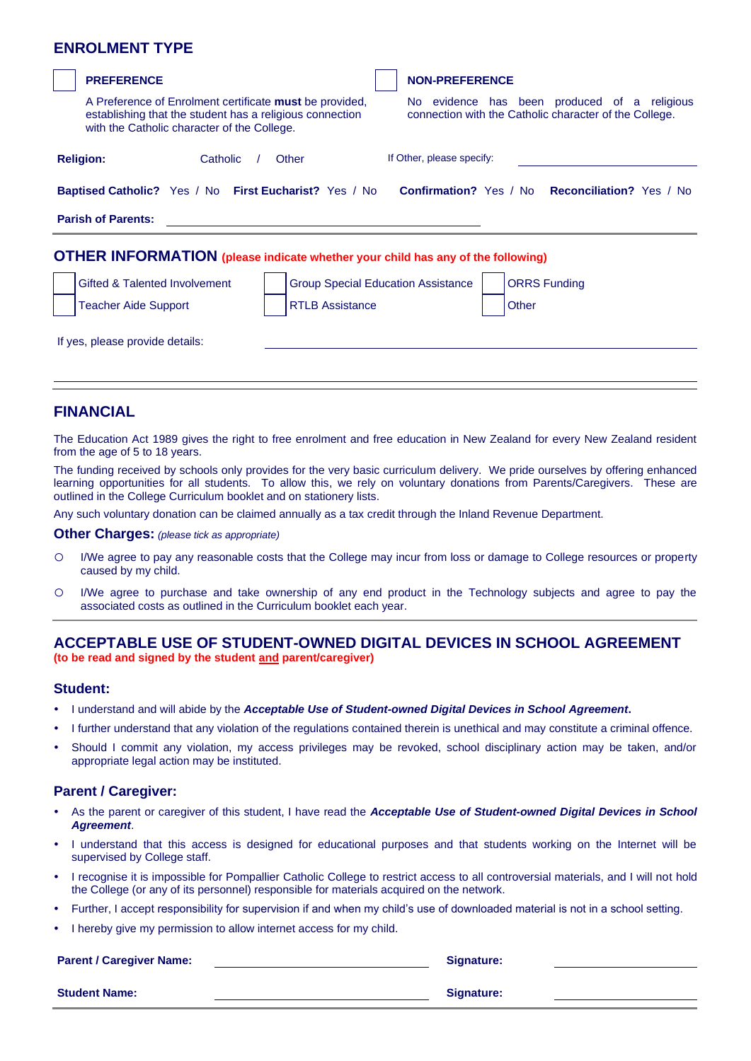## ENROLMENT TYPE

| | |
|---|---|
| ☐ **PREFERENCE** | ☐ **NON-PREFERENCE** |
| A Preference of Enrolment certificate **must** be provided, establishing that the student has a religious connection with the Catholic character of the College. | No evidence has been produced of a religious connection with the Catholic character of the College. |

**Religion:** Catholic / Other     If Other, please specify: ____________________

**Baptised Catholic?** Yes / No   **First Eucharist?** Yes / No   **Confirmation?** Yes / No   **Reconciliation?** Yes / No

**Parish of Parents:** ______________________________

## OTHER INFORMATION (please indicate whether your child has any of the following)

| | | |
|---|---|---|
| ☐ Gifted & Talented Involvement | ☐ Group Special Education Assistance | ☐ ORRS Funding |
| ☐ Teacher Aide Support | ☐ RTLB Assistance | ☐ Other |

If yes, please provide details: ______________________________

______________________________________________________________

## FINANCIAL

The Education Act 1989 gives the right to free enrolment and free education in New Zealand for every New Zealand resident from the age of 5 to 18 years.

The funding received by schools only provides for the very basic curriculum delivery. We pride ourselves by offering enhanced learning opportunities for all students. To allow this, we rely on voluntary donations from Parents/Caregivers. These are outlined in the College Curriculum booklet and on stationery lists.

Any such voluntary donation can be claimed annually as a tax credit through the Inland Revenue Department.

### Other Charges: *(please tick as appropriate)*

- ○ I/We agree to pay any reasonable costs that the College may incur from loss or damage to College resources or property caused by my child.
- ○ I/We agree to purchase and take ownership of any end product in the Technology subjects and agree to pay the associated costs as outlined in the Curriculum booklet each year.

## ACCEPTABLE USE OF STUDENT-OWNED DIGITAL DEVICES IN SCHOOL AGREEMENT

**(to be read and signed by the student and parent/caregiver)**

### Student:

- I understand and will abide by the ***Acceptable Use of Student-owned Digital Devices in School Agreement*.**
- I further understand that any violation of the regulations contained therein is unethical and may constitute a criminal offence.
- Should I commit any violation, my access privileges may be revoked, school disciplinary action may be taken, and/or appropriate legal action may be instituted.

### Parent / Caregiver:

- As the parent or caregiver of this student, I have read the ***Acceptable Use of Student-owned Digital Devices in School Agreement***.
- I understand that this access is designed for educational purposes and that students working on the Internet will be supervised by College staff.
- I recognise it is impossible for Pompallier Catholic College to restrict access to all controversial materials, and I will not hold the College (or any of its personnel) responsible for materials acquired on the network.
- Further, I accept responsibility for supervision if and when my child's use of downloaded material is not in a school setting.
- I hereby give my permission to allow internet access for my child.

**Parent / Caregiver Name:** ____________________   **Signature:** ____________________

**Student Name:** ____________________   **Signature:** ____________________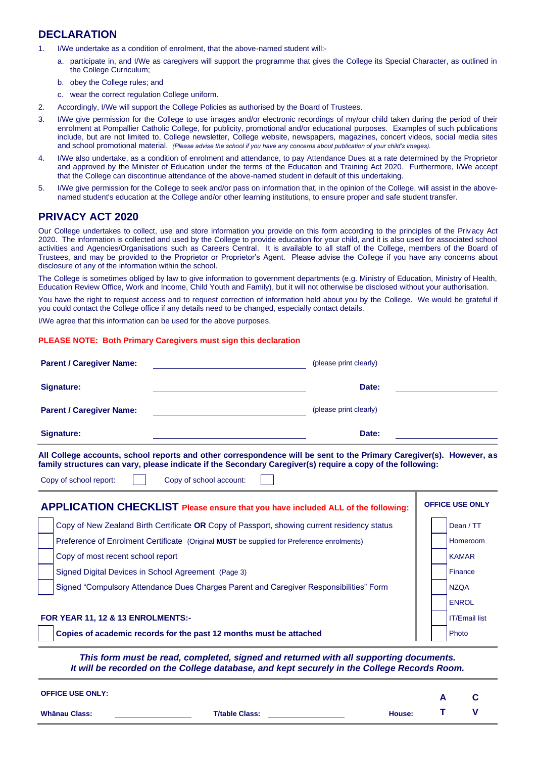## DECLARATION

1. I/We undertake as a condition of enrolment, that the above-named student will:-
   a. participate in, and I/We as caregivers will support the programme that gives the College its Special Character, as outlined in the College Curriculum;
   b. obey the College rules; and
   c. wear the correct regulation College uniform.
2. Accordingly, I/We will support the College Policies as authorised by the Board of Trustees.
3. I/We give permission for the College to use images and/or electronic recordings of my/our child taken during the period of their enrolment at Pompallier Catholic College, for publicity, promotional and/or educational purposes. Examples of such publications include, but are not limited to, College newsletter, College website, newspapers, magazines, concert videos, social media sites and school promotional material. *(Please advise the school if you have any concerns about publication of your child's images).*
4. I/We also undertake, as a condition of enrolment and attendance, to pay Attendance Dues at a rate determined by the Proprietor and approved by the Minister of Education under the terms of the Education and Training Act 2020. Furthermore, I/We accept that the College can discontinue attendance of the above-named student in default of this undertaking.
5. I/We give permission for the College to seek and/or pass on information that, in the opinion of the College, will assist in the above-named student's education at the College and/or other learning institutions, to ensure proper and safe student transfer.

## PRIVACY ACT 2020

Our College undertakes to collect, use and store information you provide on this form according to the principles of the Privacy Act 2020. The information is collected and used by the College to provide education for your child, and it is also used for associated school activities and Agencies/Organisations such as Careers Central. It is available to all staff of the College, members of the Board of Trustees, and may be provided to the Proprietor or Proprietor's Agent. Please advise the College if you have any concerns about disclosure of any of the information within the school.

The College is sometimes obliged by law to give information to government departments (e.g. Ministry of Education, Ministry of Health, Education Review Office, Work and Income, Child Youth and Family), but it will not otherwise be disclosed without your authorisation.

You have the right to request access and to request correction of information held about you by the College. We would be grateful if you could contact the College office if any details need to be changed, especially contact details.

I/We agree that this information can be used for the above purposes.

**PLEASE NOTE: Both Primary Caregivers must sign this declaration**

**Parent / Caregiver Name:** \_\_\_\_\_\_\_\_\_\_\_\_\_\_\_\_\_\_\_\_ (please print clearly)

**Signature:** \_\_\_\_\_\_\_\_\_\_\_\_\_\_\_\_\_\_\_\_ **Date:** \_\_\_\_\_\_\_\_\_\_\_\_

**Parent / Caregiver Name:** \_\_\_\_\_\_\_\_\_\_\_\_\_\_\_\_\_\_\_\_ (please print clearly)

**Signature:** \_\_\_\_\_\_\_\_\_\_\_\_\_\_\_\_\_\_\_\_ **Date:** \_\_\_\_\_\_\_\_\_\_\_\_

**All College accounts, school reports and other correspondence will be sent to the Primary Caregiver(s). However, as family structures can vary, please indicate if the Secondary Caregiver(s) require a copy of the following:**

Copy of school report: ☐ Copy of school account: ☐

## APPLICATION CHECKLIST Please ensure that you have included ALL of the following:

- ☐ Copy of New Zealand Birth Certificate **OR** Copy of Passport, showing current residency status
- ☐ Preference of Enrolment Certificate (Original **MUST** be supplied for Preference enrolments)
- ☐ Copy of most recent school report
- ☐ Signed Digital Devices in School Agreement (Page 3)
- ☐ Signed "Compulsory Attendance Dues Charges Parent and Caregiver Responsibilities" Form

**FOR YEAR 11, 12 & 13 ENROLMENTS:-**

- ☐ **Copies of academic records for the past 12 months must be attached**

**OFFICE USE ONLY**

- ☐ Dean / TT
- ☐ Homeroom
- ☐ KAMAR
- ☐ Finance
- ☐ NZQA
- ☐ ENROL
- ☐ IT/Email list
- ☐ Photo

***This form must be read, completed, signed and returned with all supporting documents. It will be recorded on the College database, and kept securely in the College Records Room.***

**OFFICE USE ONLY:**

**Whānau Class:** \_\_\_\_\_\_\_\_\_\_ **T/table Class:** \_\_\_\_\_\_\_\_\_\_ **House:** **A** **C** **T** **V**